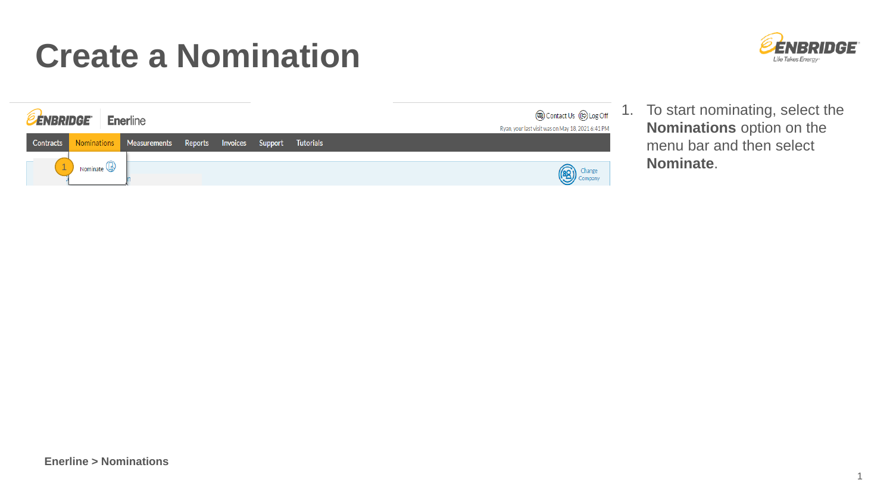# Create a Nomination

1. To start nominating, select the **Nominations** option on the menu bar and then select **Nominate**.

**Enerline > Nominations**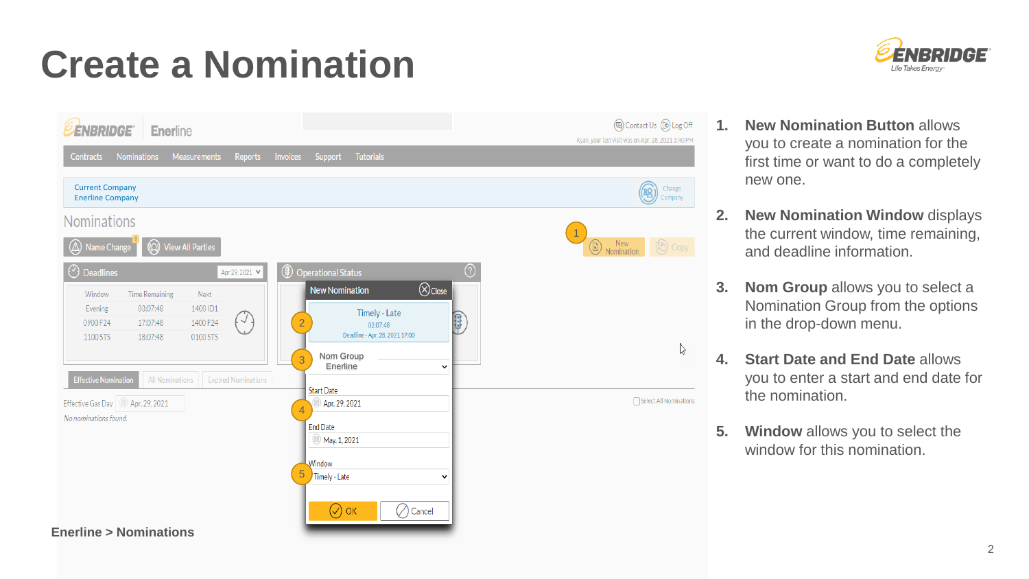# Create a Nomination

Enerline > Nominations

1. **New Nomination Button** allows you to create a nomination for the first time or want to do a completely new one.
2. **New Nomination Window** displays the current window, time remaining, and deadline information.
3. **Nom Group** allows you to select a Nomination Group from the options in the drop-down menu.
4. **Start Date and End Date** allows you to enter a start and end date for the nomination.
5. **Window** allows you to select the window for this nomination.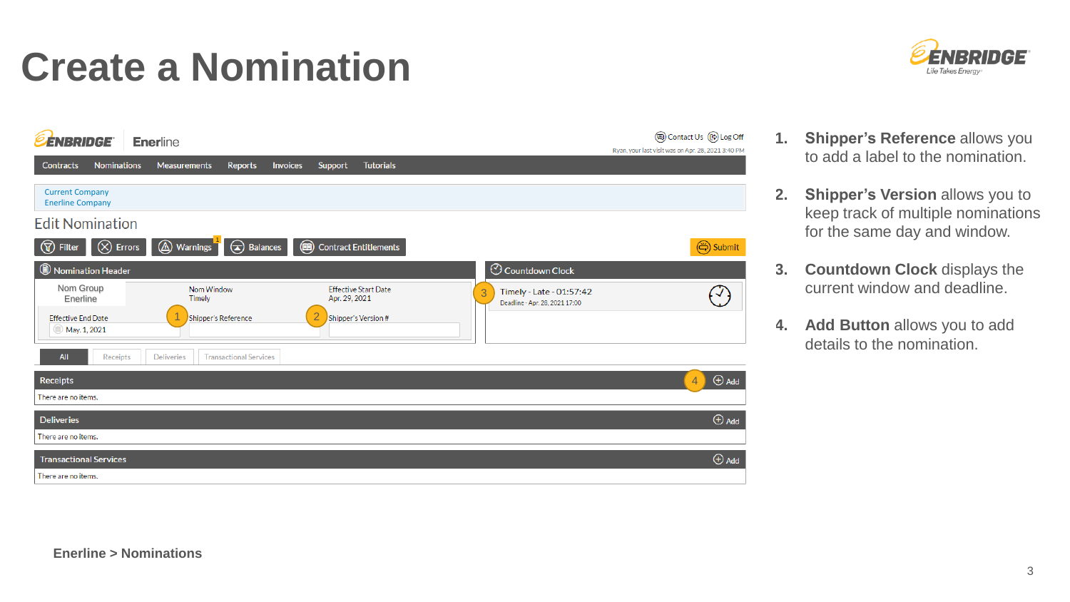# Create a Nomination

ENBRIDGE Enerline

Contact Us | Log Off

Ryan, your last visit was on Apr. 28, 2021 3:40 PM

Contracts | Nominations | Measurements | Reports | Invoices | Support | Tutorials

Current Company
Enerline Company

Edit Nomination

Filter | Errors | Warnings | Balances | Contract Entitlements | Submit

**Nomination Header**

| Nom Group | Nom Window | Effective Start Date |
|---|---|---|
| Enerline | Timely | Apr. 29, 2021 |
| Effective End Date | (1) Shipper's Reference | (2) Shipper's Version # |
| May. 1, 2021 | | |

**Countdown Clock** (3)

Timely - Late - 01:57:42
Deadline - Apr. 28, 2021 17:00

All | Receipts | Deliveries | Transactional Services

**Receipts** (4) Add
There are no items.

**Deliveries** Add
There are no items.

**Transactional Services** Add
There are no items.

1. **Shipper's Reference** allows you to add a label to the nomination.
2. **Shipper's Version** allows you to keep track of multiple nominations for the same day and window.
3. **Countdown Clock** displays the current window and deadline.
4. **Add Button** allows you to add details to the nomination.

**Enerline > Nominations**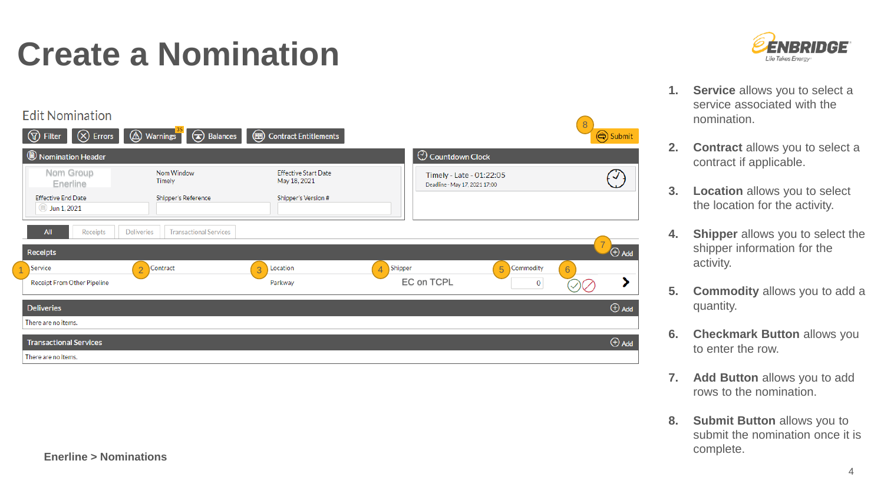# Create a Nomination

## Edit Nomination

Filter | Errors | Warnings 35 | Balances | Contract Entitlements | 8 Submit

**Nomination Header**

| Nom Group Enerline | Nom Window Timely | Effective Start Date May 18, 2021 |
|---|---|---|
| Effective End Date Jun 1, 2021 | Shipper's Reference | Shipper's Version # |

**Countdown Clock**

Timely - Late - 01:22:05
Deadline - May 17, 2021 17:00

All | Receipts | Deliveries | Transactional Services

**Receipts** — 7 Add

| 1 Service | 2 Contract | 3 Location | 4 Shipper | 5 Commodity | 6 |
|---|---|---|---|---|---|
| Receipt From Other Pipeline | | Parkway | EC on TCPL | 0 | |

**Deliveries** — Add

There are no items.

**Transactional Services** — Add

There are no items.

1. **Service** allows you to select a service associated with the nomination.
2. **Contract** allows you to select a contract if applicable.
3. **Location** allows you to select the location for the activity.
4. **Shipper** allows you to select the shipper information for the activity.
5. **Commodity** allows you to add a quantity.
6. **Checkmark Button** allows you to enter the row.
7. **Add Button** allows you to add rows to the nomination.
8. **Submit Button** allows you to submit the nomination once it is complete.

**Enerline > Nominations**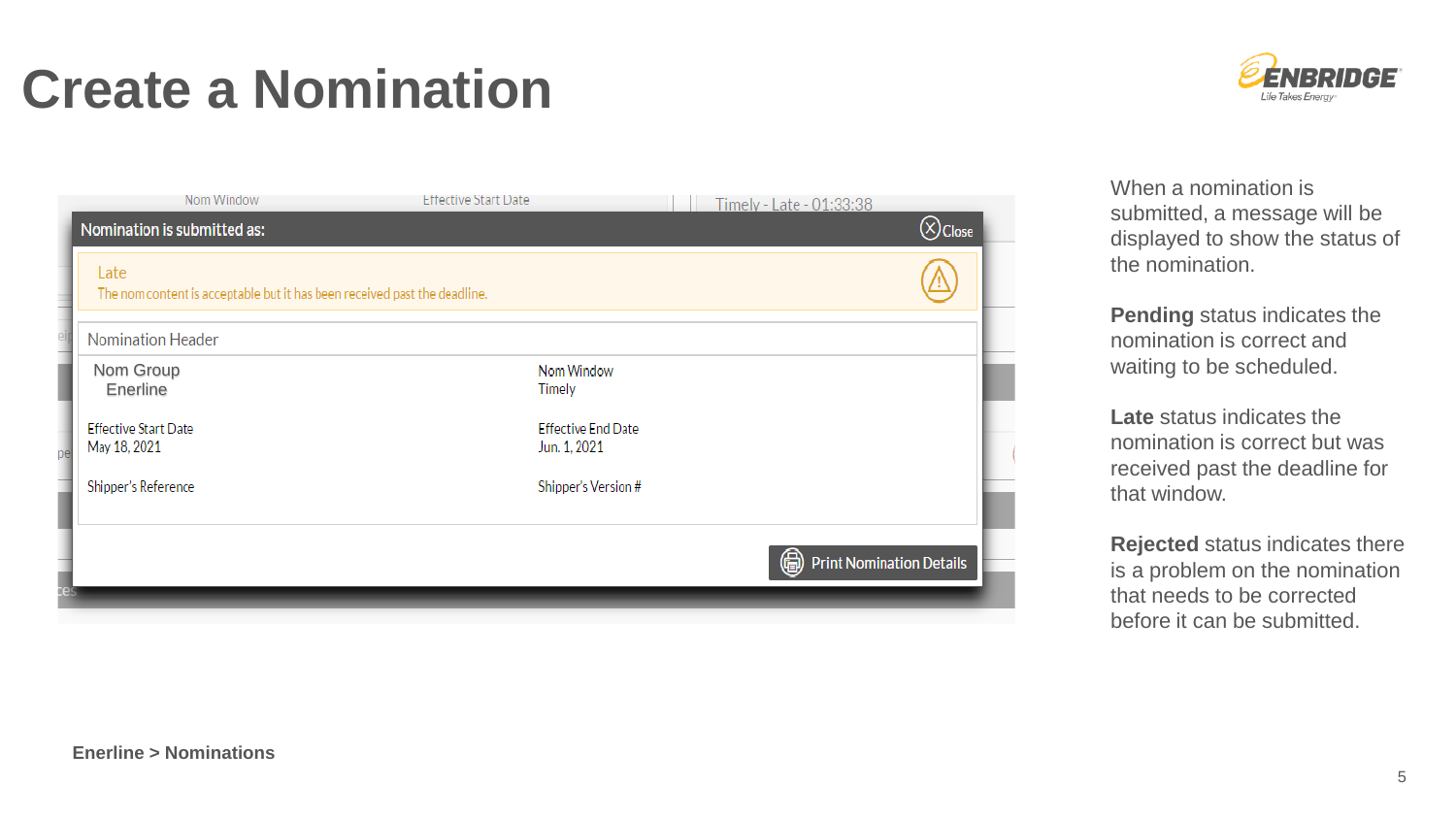# Create a Nomination

Nom Window | Effective Start Date | Timely - Late - 01:33:38

**Nomination is submitted as:** ⓧ Close

Late
The nom content is acceptable but it has been received past the deadline.

Nomination Header

| | |
|---|---|
| Nom Group<br>Enerline | Nom Window<br>Timely |
| Effective Start Date<br>May 18, 2021 | Effective End Date<br>Jun. 1, 2021 |
| Shipper's Reference | Shipper's Version # |

Print Nomination Details

When a nomination is submitted, a message will be displayed to show the status of the nomination.

**Pending** status indicates the nomination is correct and waiting to be scheduled.

**Late** status indicates the nomination is correct but was received past the deadline for that window.

**Rejected** status indicates there is a problem on the nomination that needs to be corrected before it can be submitted.

**Enerline > Nominations**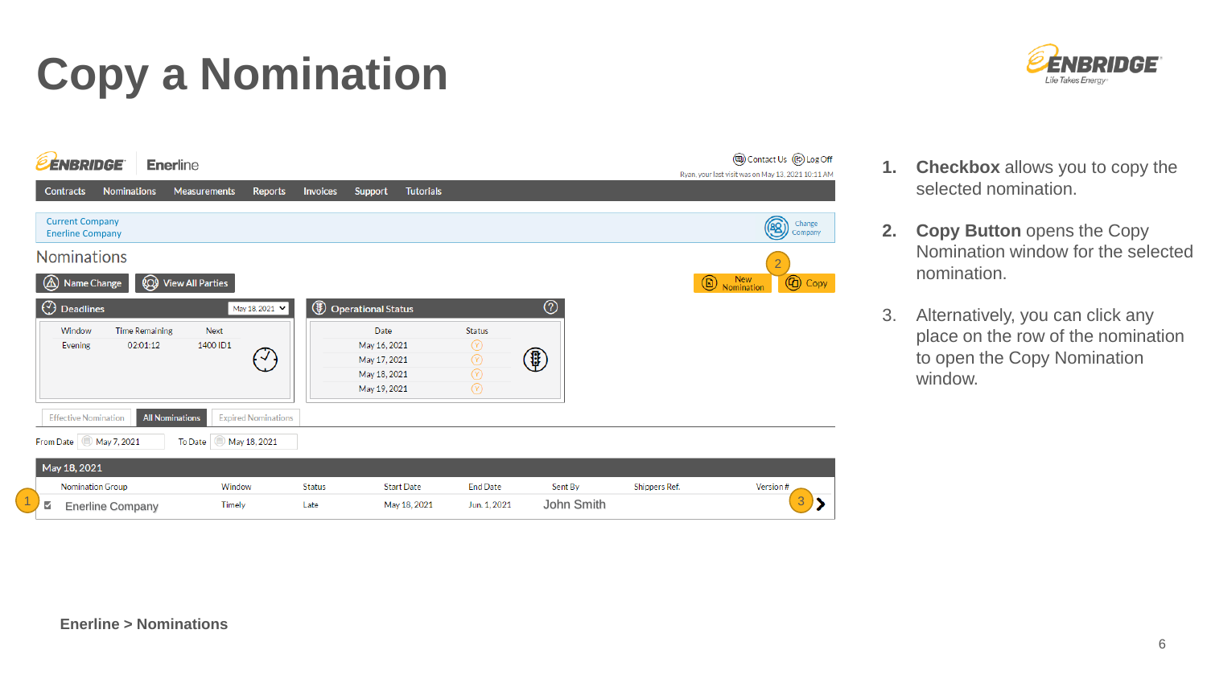# Copy a Nomination

1. **Checkbox** allows you to copy the selected nomination.
2. **Copy Button** opens the Copy Nomination window for the selected nomination.
3. Alternatively, you can click any place on the row of the nomination to open the Copy Nomination window.

**Enerline > Nominations**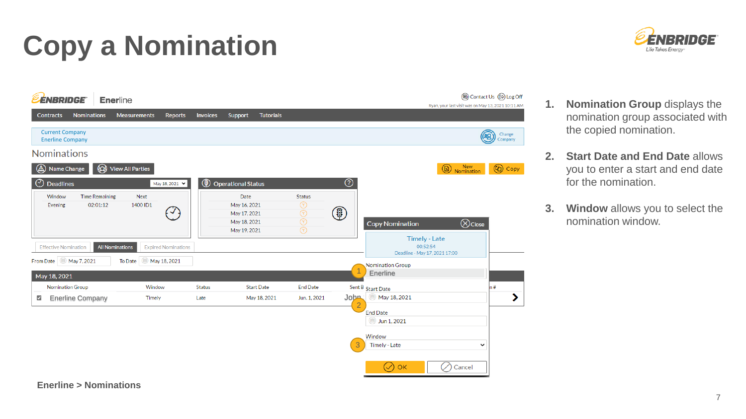# Copy a Nomination

1. **Nomination Group** displays the nomination group associated with the copied nomination.

2. **Start Date and End Date** allows you to enter a start and end date for the nomination.

3. **Window** allows you to select the nomination window.

**Enerline > Nominations**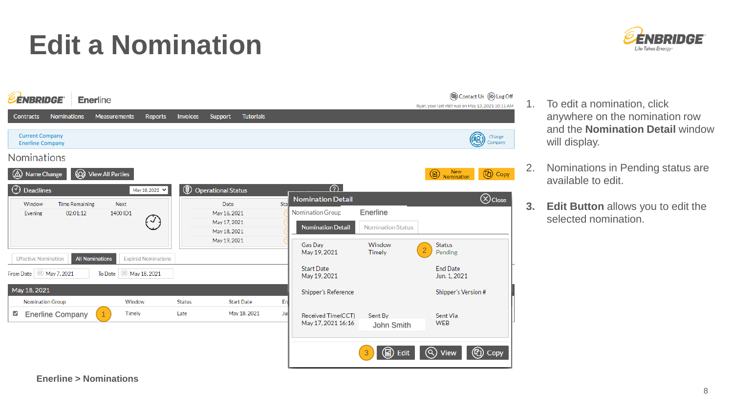# Edit a Nomination

1. To edit a nomination, click anywhere on the nomination row and the **Nomination Detail** window will display.
2. Nominations in Pending status are available to edit.
3. **Edit Button** allows you to edit the selected nomination.

**Enerline > Nominations**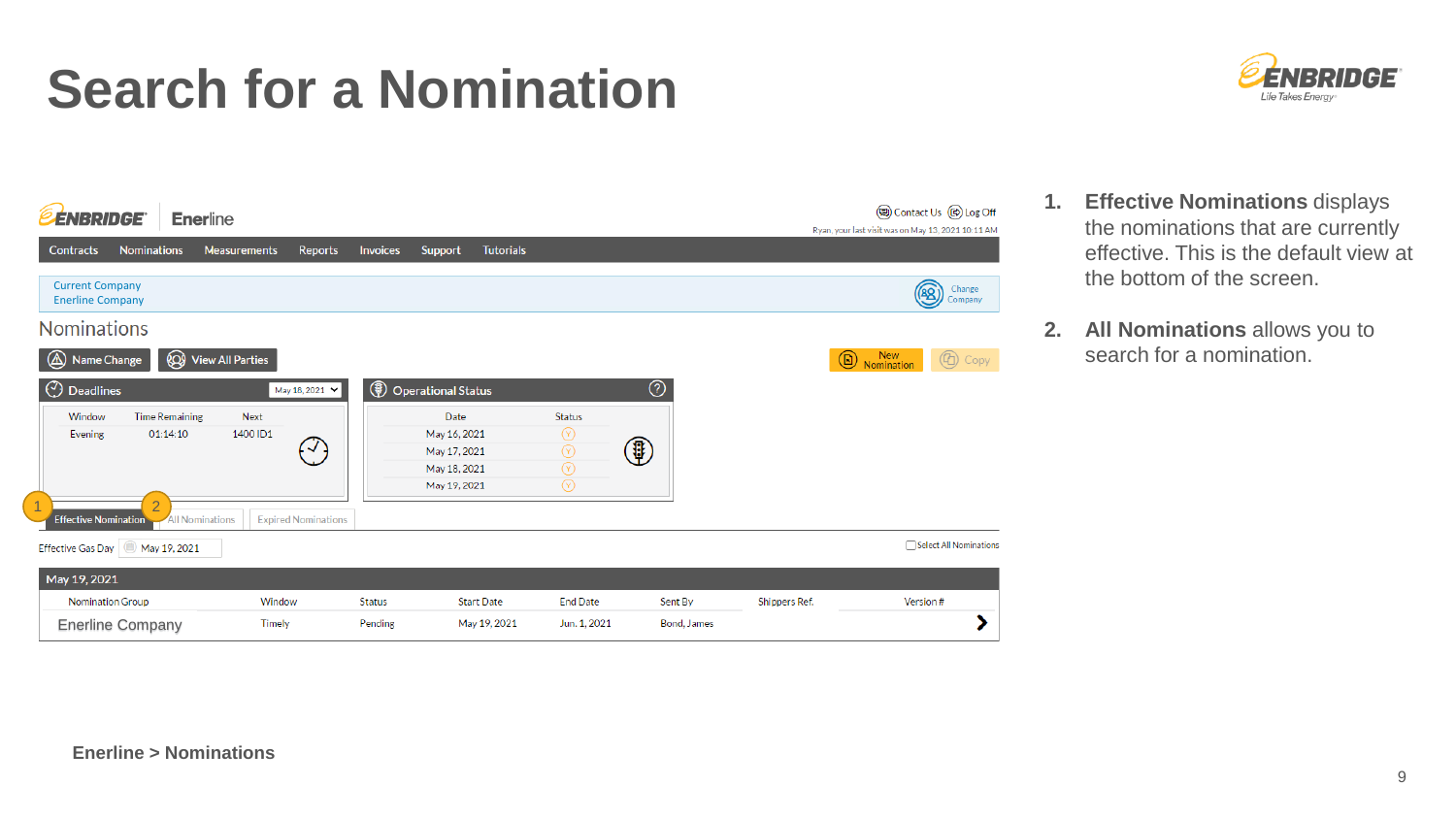# Search for a Nomination

ENBRIDGE Enerline

Contact Us | Log Off

Ryan, your last visit was on May 13, 2021 10:11 AM

Contracts | Nominations | Measurements | Reports | Invoices | Support | Tutorials

Current Company
Enerline Company

Change Company

Nominations

Name Change | View All Parties | New Nomination | Copy

**Deadlines** May 18, 2021

| Window | Time Remaining | Next |
| --- | --- | --- |
| Evening | 01:14:10 | 1400 ID1 |

**Operational Status**

| Date | Status |
| --- | --- |
| May 16, 2021 | Y |
| May 17, 2021 | Y |
| May 18, 2021 | Y |
| May 19, 2021 | Y |

1 Effective Nomination | 2 All Nominations | Expired Nominations

Effective Gas Day: May 19, 2021

Select All Nominations

**May 19, 2021**

| Nomination Group | Window | Status | Start Date | End Date | Sent By | Shippers Ref. | Version # |
| --- | --- | --- | --- | --- | --- | --- | --- |
| Enerline Company | Timely | Pending | May 19, 2021 | Jun. 1, 2021 | Bond, James | | |

1. **Effective Nominations** displays the nominations that are currently effective. This is the default view at the bottom of the screen.

2. **All Nominations** allows you to search for a nomination.

**Enerline > Nominations**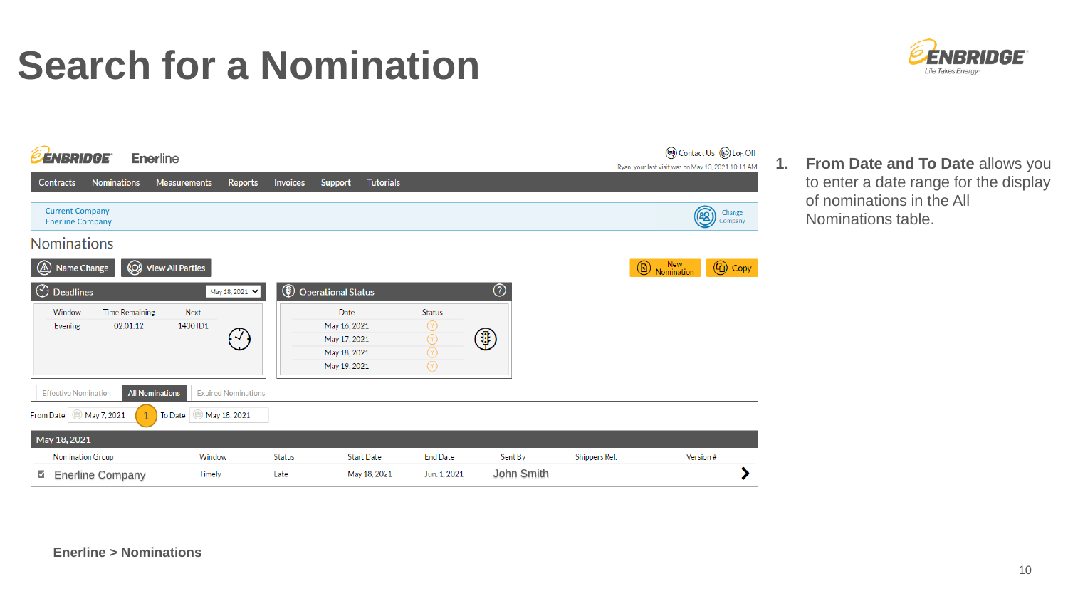# Search for a Nomination

Enbridge Enerline

Contact Us | Log Off

Ryan, your last visit was on May 13, 2021 10:11 AM

Contracts | Nominations | Measurements | Reports | Invoices | Support | Tutorials

Current Company
Enerline Company

Change Company

## Nominations

Name Change | View All Parties | New Nomination | Copy

**Deadlines** May 18, 2021

| Window | Time Remaining | Next |
|---|---|---|
| Evening | 02:01:12 | 1400 ID1 |

**Operational Status**

| Date | Status |
|---|---|
| May 16, 2021 | Y |
| May 17, 2021 | Y |
| May 18, 2021 | Y |
| May 19, 2021 | Y |

Effective Nomination | All Nominations | Expired Nominations

From Date May 7, 2021 (1) To Date May 18, 2021

May 18, 2021

| Nomination Group | Window | Status | Start Date | End Date | Sent By | Shippers Ref. | Version # |
|---|---|---|---|---|---|---|---|
| Enerline Company | Timely | Late | May 18, 2021 | Jun. 1, 2021 | John Smith | | |

1. **From Date and To Date** allows you to enter a date range for the display of nominations in the All Nominations table.

**Enerline > Nominations**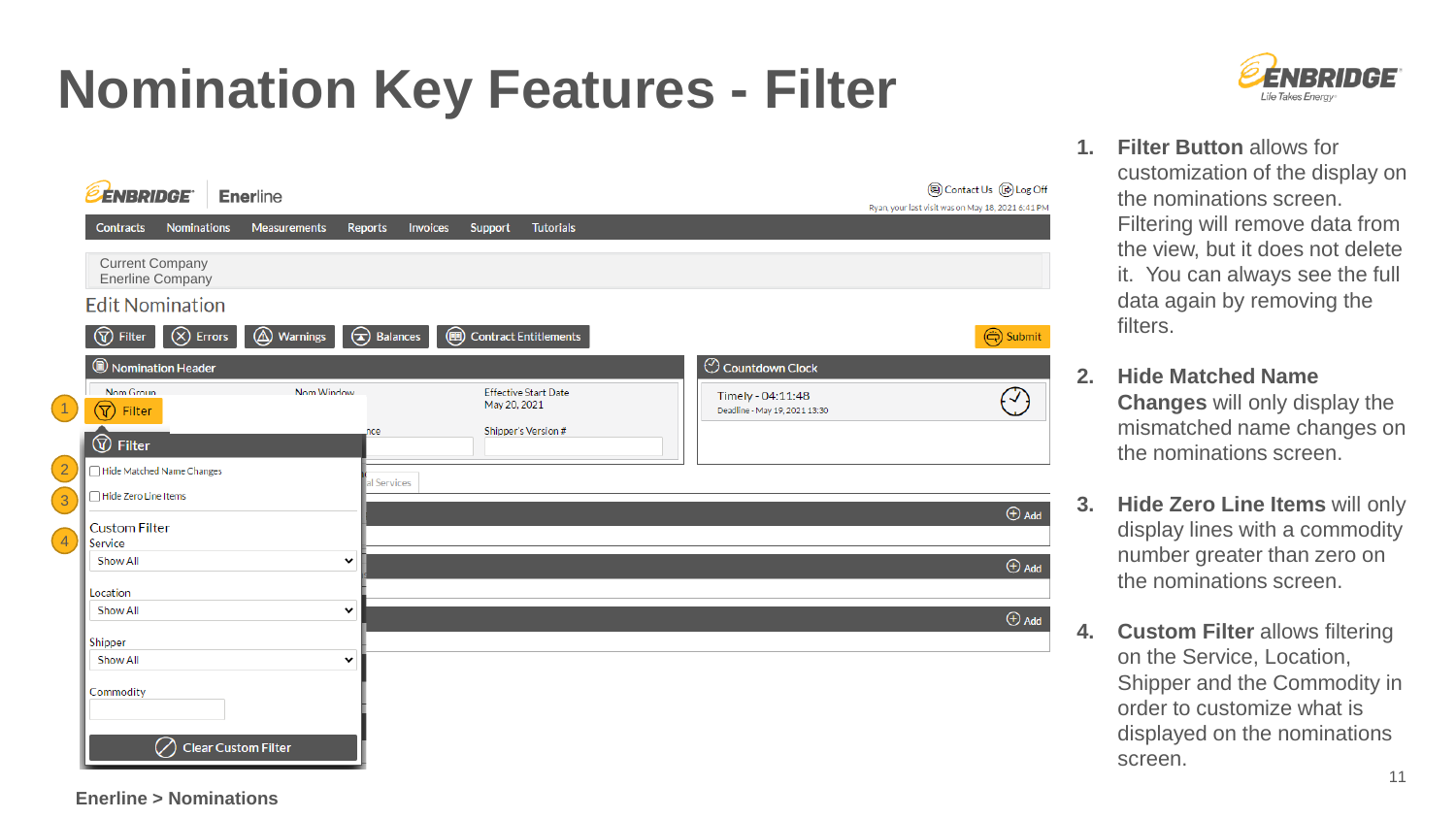# Nomination Key Features - Filter

1. **Filter Button** allows for customization of the display on the nominations screen. Filtering will remove data from the view, but it does not delete it. You can always see the full data again by removing the filters.

2. **Hide Matched Name Changes** will only display the mismatched name changes on the nominations screen.

3. **Hide Zero Line Items** will only display lines with a commodity number greater than zero on the nominations screen.

4. **Custom Filter** allows filtering on the Service, Location, Shipper and the Commodity in order to customize what is displayed on the nominations screen.

**Enerline > Nominations**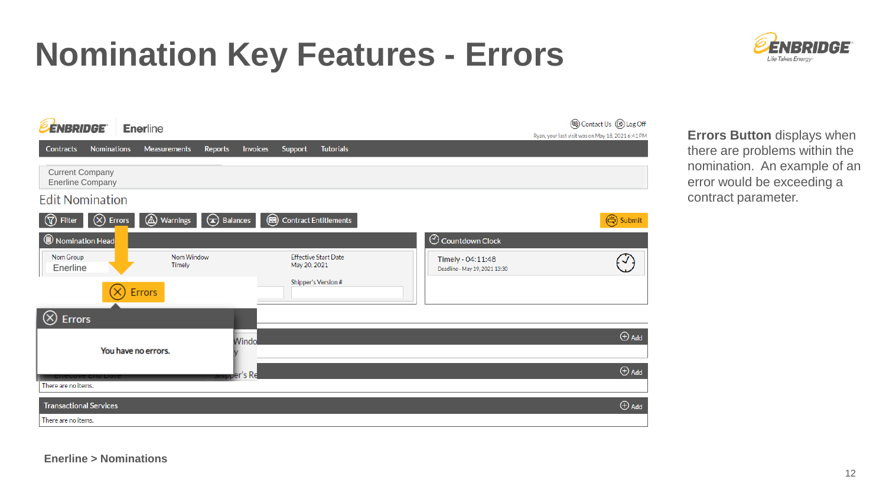# Nomination Key Features - Errors

ENBRIDGE Enerline

Contact Us   Log Off

Ryan, your last visit was on May 18, 2021 6:41 PM

Contracts   Nominations   Measurements   Reports   Invoices   Support   Tutorials

Current Company
Enerline Company

Edit Nomination

Filter   Errors   Warnings   Balances   Contract Entitlements   Submit

Nomination Header

| Nom Group | Nom Window | Effective Start Date |
| --- | --- | --- |
| Enerline | Timely | May 20, 2021 |

Shipper's Version #

Countdown Clock

Timely - 04:11:48
Deadline - May 19, 2021 13:30

Errors

Errors

You have no errors.

There are no items.

Transactional Services

There are no items.

**Errors Button** displays when there are problems within the nomination. An example of an error would be exceeding a contract parameter.

**Enerline > Nominations**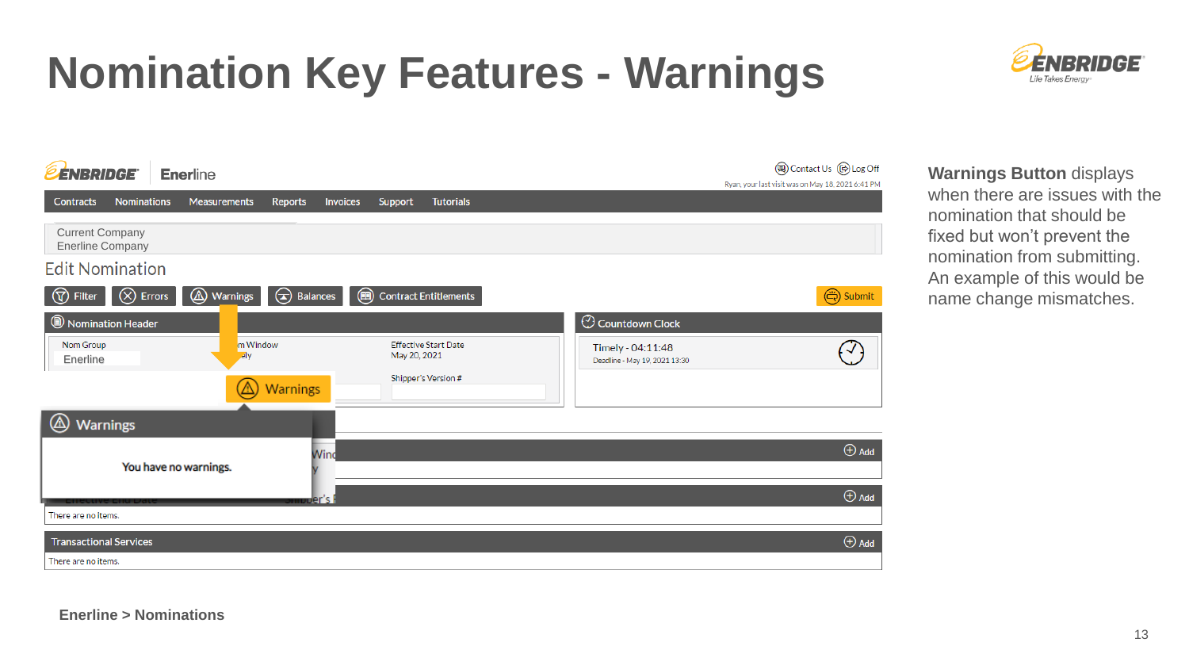# Nomination Key Features - Warnings

Contact Us | Log Off

Ryan, your last visit was on May 18, 2021 6:41 PM

Contracts | Nominations | Measurements | Reports | Invoices | Support | Tutorials

Current Company
Enerline Company

Edit Nomination

Filter | Errors | Warnings | Balances | Contract Entitlements | Submit

**Nomination Header**

Nom Group: Enerline

Effective Start Date: May 20, 2021

Shipper's Version #

**Countdown Clock**

Timely - 04:11:48
Deadline - May 19, 2021 13:30

**Warnings**

You have no warnings.

There are no items.

Transactional Services

There are no items.

**Warnings Button** displays when there are issues with the nomination that should be fixed but won't prevent the nomination from submitting. An example of this would be name change mismatches.

**Enerline > Nominations**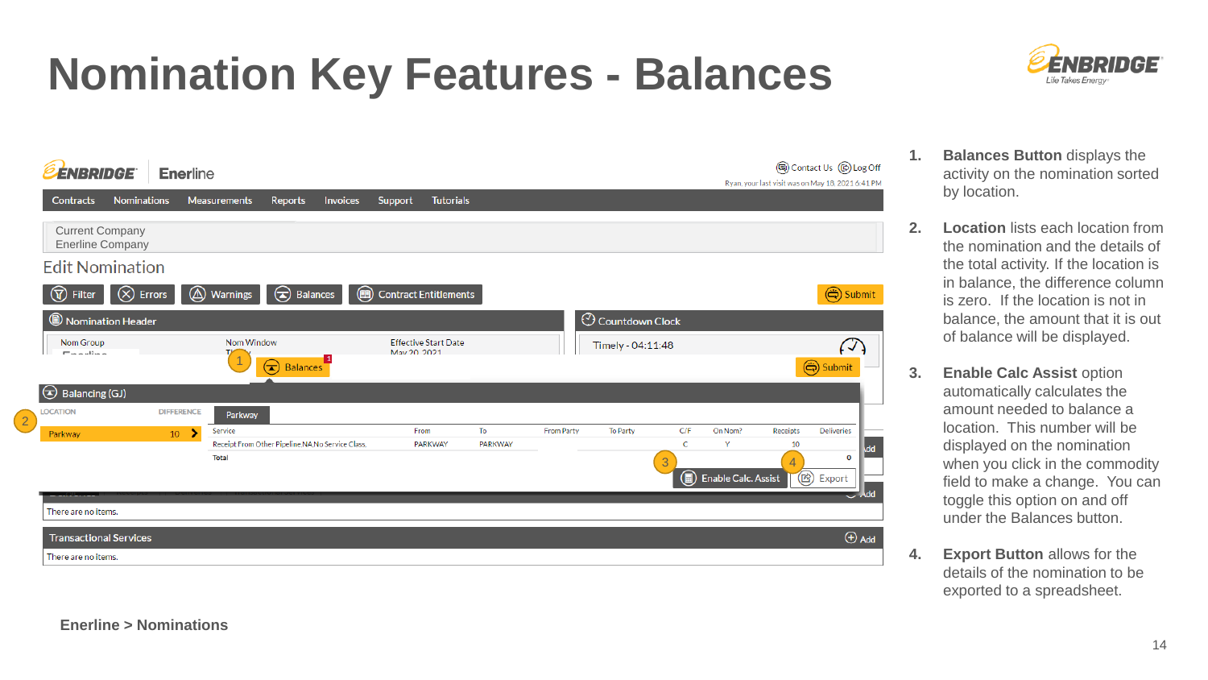# Nomination Key Features - Balances

1. **Balances Button** displays the activity on the nomination sorted by location.
2. **Location** lists each location from the nomination and the details of the total activity. If the location is in balance, the difference column is zero. If the location is not in balance, the amount that it is out of balance will be displayed.
3. **Enable Calc Assist** option automatically calculates the amount needed to balance a location. This number will be displayed on the nomination when you click in the commodity field to make a change. You can toggle this option on and off under the Balances button.
4. **Export Button** allows for the details of the nomination to be exported to a spreadsheet.

**Enerline > Nominations**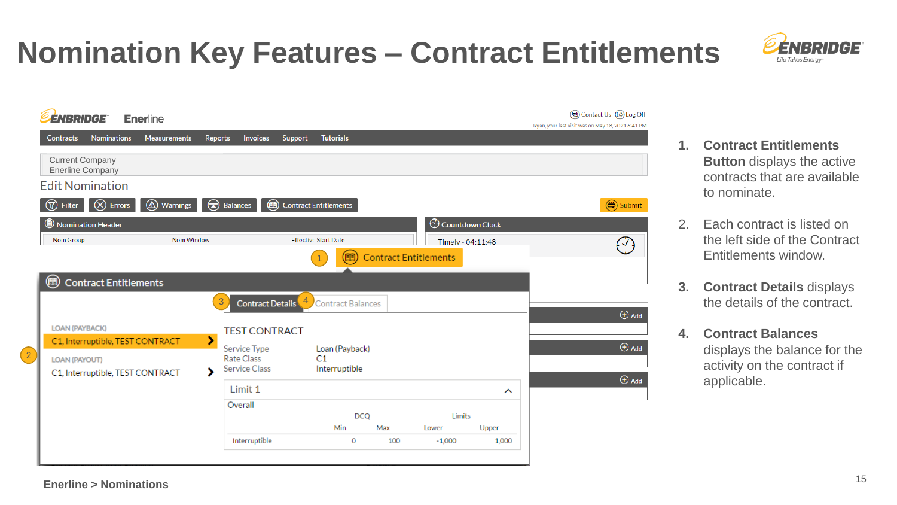# Nomination Key Features – Contract Entitlements

Current Company
Enerline Company

Edit Nomination

Filter | Errors | Warnings | Balances | Contract Entitlements | Submit

Nomination Header

Nom Group | Nom Window | Effective Start Date

Countdown Clock

Timely - 04:11:48

1 Contract Entitlements

Contract Entitlements

3 Contract Details 4 Contract Balances

LOAN (PAYBACK)

C1, Interruptible, TEST CONTRACT

2

LOAN (PAYOUT)

C1, Interruptible, TEST CONTRACT

TEST CONTRACT

Service Type: Loan (Payback)
Rate Class: C1
Service Class: Interruptible

Limit 1

Overall

| | DCQ | | Limits | |
|---|---|---|---|---|
| | Min | Max | Lower | Upper |
| Interruptible | 0 | 100 | -1,000 | 1,000 |

1. **Contract Entitlements Button** displays the active contracts that are available to nominate.
2. Each contract is listed on the left side of the Contract Entitlements window.
3. **Contract Details** displays the details of the contract.
4. **Contract Balances** displays the balance for the activity on the contract if applicable.

**Enerline > Nominations**